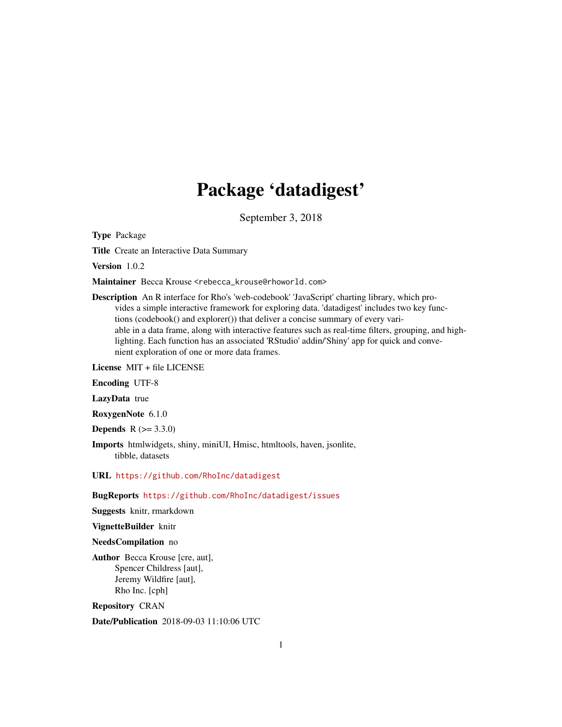# Package 'datadigest'

September 3, 2018

**Type** Package

**Title** Create an Interactive Data Summary

**Version** 1.0.2

**Maintainer** Becca Krouse <rebecca_krouse@rhoworld.com>

**Description** An R interface for Rho's 'web-codebook' 'JavaScript' charting library, which provides a simple interactive framework for exploring data. 'datadigest' includes two key functions (codebook() and explorer()) that deliver a concise summary of every variable in a data frame, along with interactive features such as real-time filters, grouping, and highlighting. Each function has an associated 'RStudio' addin/'Shiny' app for quick and convenient exploration of one or more data frames.

**License** MIT + file LICENSE

**Encoding** UTF-8

**LazyData** true

**RoxygenNote** 6.1.0

**Depends** R (>= 3.3.0)

**Imports** htmlwidgets, shiny, miniUI, Hmisc, htmltools, haven, jsonlite, tibble, datasets

**URL** https://github.com/RhoInc/datadigest

**BugReports** https://github.com/RhoInc/datadigest/issues

**Suggests** knitr, rmarkdown

**VignetteBuilder** knitr

**NeedsCompilation** no

**Author** Becca Krouse [cre, aut],
Spencer Childress [aut],
Jeremy Wildfire [aut],
Rho Inc. [cph]

**Repository** CRAN

**Date/Publication** 2018-09-03 11:10:06 UTC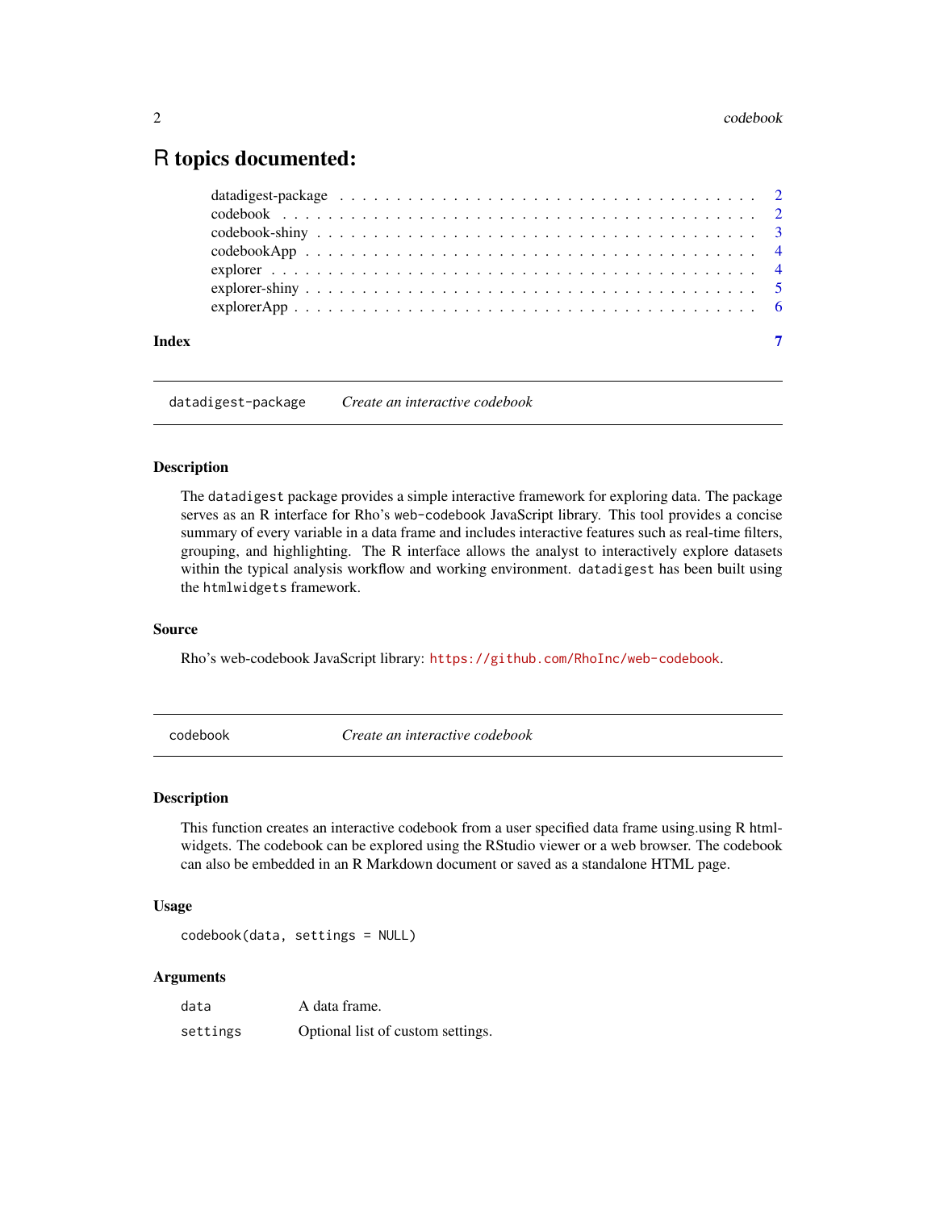# R topics documented:

datadigest-package . . . . . . . . . . . . . . . . . . . . . . . . . . . . . . . . . . . 2
codebook . . . . . . . . . . . . . . . . . . . . . . . . . . . . . . . . . . . . . . . . . 2
codebook-shiny . . . . . . . . . . . . . . . . . . . . . . . . . . . . . . . . . . . . . . 3
codebookApp . . . . . . . . . . . . . . . . . . . . . . . . . . . . . . . . . . . . . . . 4
explorer . . . . . . . . . . . . . . . . . . . . . . . . . . . . . . . . . . . . . . . . . 4
explorer-shiny . . . . . . . . . . . . . . . . . . . . . . . . . . . . . . . . . . . . . . 5
explorerApp . . . . . . . . . . . . . . . . . . . . . . . . . . . . . . . . . . . . . . . 6

**Index** **7**

---

`datadigest-package` *Create an interactive codebook*

---

### Description

The `datadigest` package provides a simple interactive framework for exploring data. The package serves as an R interface for Rho's `web-codebook` JavaScript library. This tool provides a concise summary of every variable in a data frame and includes interactive features such as real-time filters, grouping, and highlighting. The R interface allows the analyst to interactively explore datasets within the typical analysis workflow and working environment. `datadigest` has been built using the `htmlwidgets` framework.

### Source

Rho's web-codebook JavaScript library: `https://github.com/RhoInc/web-codebook`.

---

`codebook` *Create an interactive codebook*

---

### Description

This function creates an interactive codebook from a user specified data frame using.using R htmlwidgets. The codebook can be explored using the RStudio viewer or a web browser. The codebook can also be embedded in an R Markdown document or saved as a standalone HTML page.

### Usage

```
codebook(data, settings = NULL)
```

### Arguments

| | |
|---|---|
| `data` | A data frame. |
| `settings` | Optional list of custom settings. |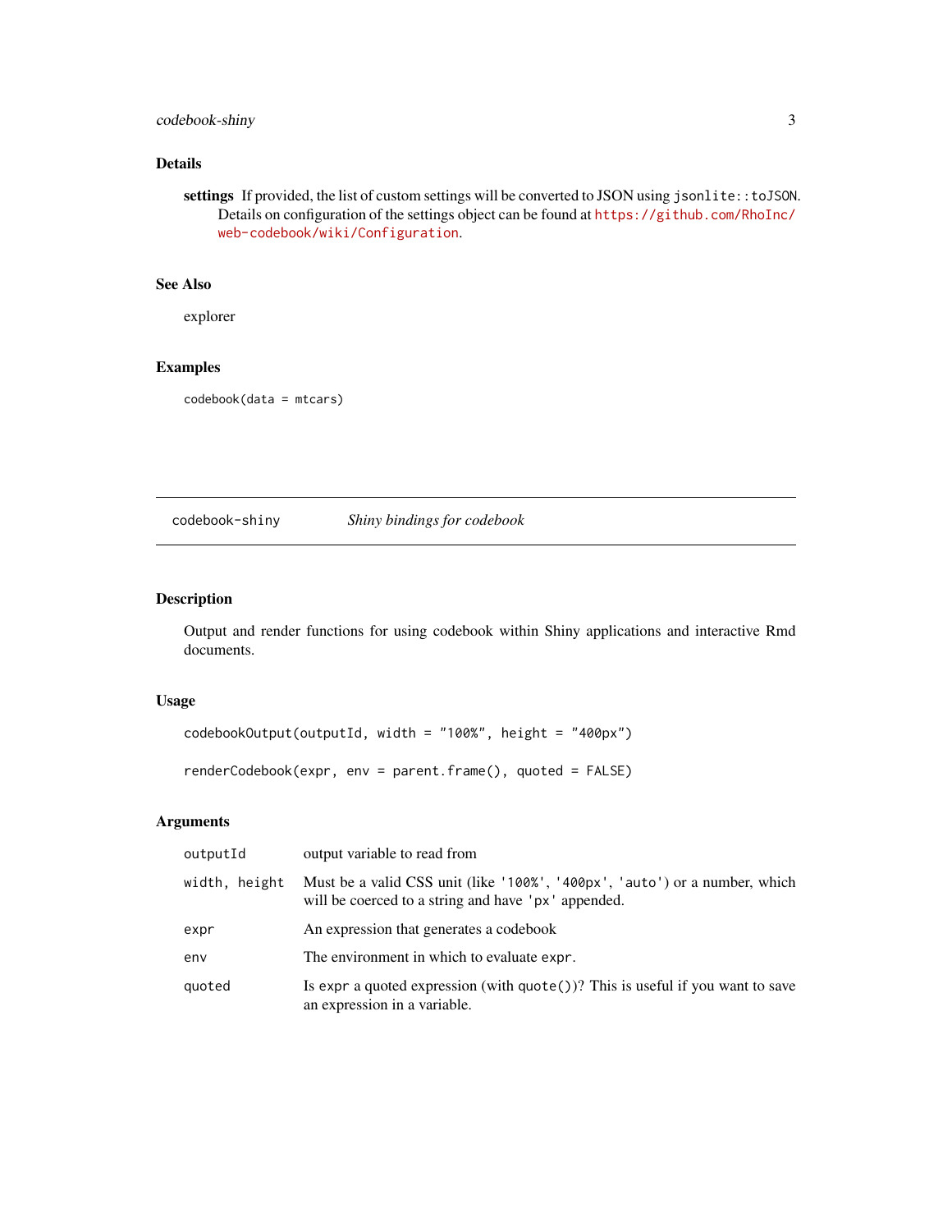### Details

**settings** If provided, the list of custom settings will be converted to JSON using `jsonlite::toJSON`. Details on configuration of the settings object can be found at https://github.com/RhoInc/web-codebook/wiki/Configuration.

### See Also

explorer

### Examples

```
codebook(data = mtcars)
```

---

`codebook-shiny` *Shiny bindings for codebook*

---

### Description

Output and render functions for using codebook within Shiny applications and interactive Rmd documents.

### Usage

```
codebookOutput(outputId, width = "100%", height = "400px")

renderCodebook(expr, env = parent.frame(), quoted = FALSE)
```

### Arguments

| | |
|---|---|
| `outputId` | output variable to read from |
| `width, height` | Must be a valid CSS unit (like `'100%'`, `'400px'`, `'auto'`) or a number, which will be coerced to a string and have `'px'` appended. |
| `expr` | An expression that generates a codebook |
| `env` | The environment in which to evaluate `expr`. |
| `quoted` | Is `expr` a quoted expression (with `quote()`)? This is useful if you want to save an expression in a variable. |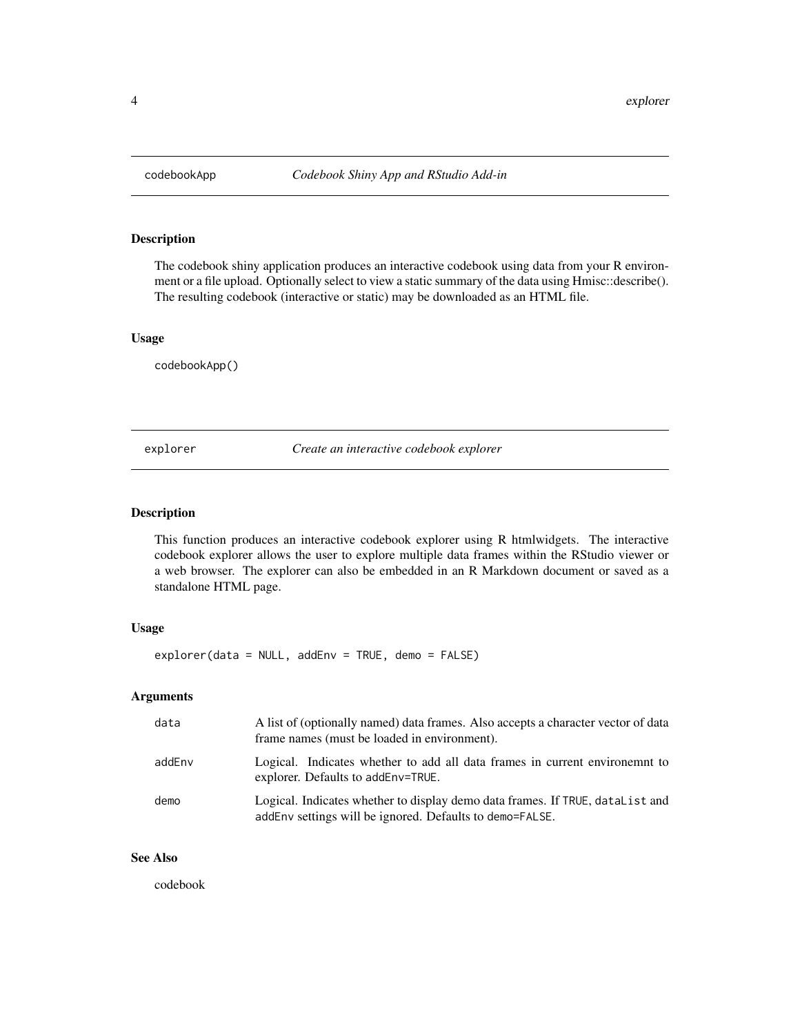## codebookApp — *Codebook Shiny App and RStudio Add-in*

### Description

The codebook shiny application produces an interactive codebook using data from your R environment or a file upload. Optionally select to view a static summary of the data using Hmisc::describe(). The resulting codebook (interactive or static) may be downloaded as an HTML file.

### Usage

```
codebookApp()
```

## explorer — *Create an interactive codebook explorer*

### Description

This function produces an interactive codebook explorer using R htmlwidgets. The interactive codebook explorer allows the user to explore multiple data frames within the RStudio viewer or a web browser. The explorer can also be embedded in an R Markdown document or saved as a standalone HTML page.

### Usage

```
explorer(data = NULL, addEnv = TRUE, demo = FALSE)
```

### Arguments

| | |
|---|---|
| `data` | A list of (optionally named) data frames. Also accepts a character vector of data frame names (must be loaded in environment). |
| `addEnv` | Logical. Indicates whether to add all data frames in current environemnt to explorer. Defaults to `addEnv=TRUE`. |
| `demo` | Logical. Indicates whether to display demo data frames. If `TRUE`, `dataList` and `addEnv` settings will be ignored. Defaults to `demo=FALSE`. |

### See Also

codebook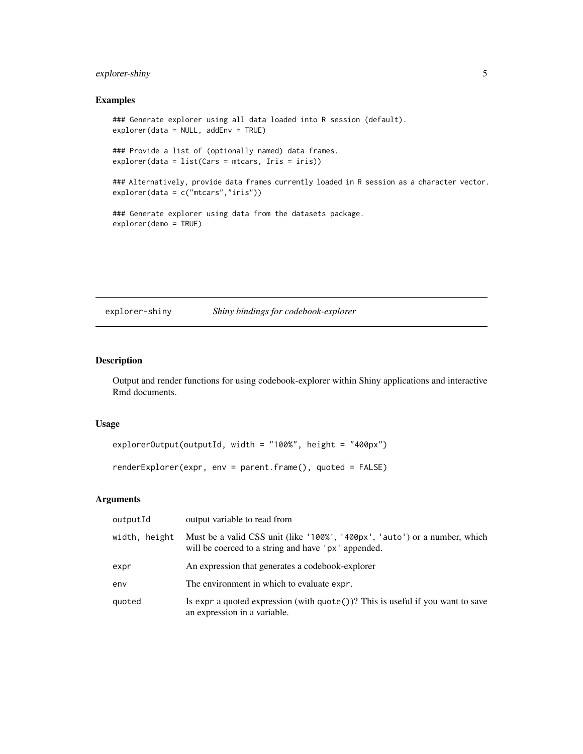## Examples

```
### Generate explorer using all data loaded into R session (default).
explorer(data = NULL, addEnv = TRUE)

### Provide a list of (optionally named) data frames.
explorer(data = list(Cars = mtcars, Iris = iris))

### Alternatively, provide data frames currently loaded in R session as a character vector.
explorer(data = c("mtcars","iris"))

### Generate explorer using data from the datasets package.
explorer(demo = TRUE)
```

---

# explorer-shiny — *Shiny bindings for codebook-explorer*

---

## Description

Output and render functions for using codebook-explorer within Shiny applications and interactive Rmd documents.

## Usage

```
explorerOutput(outputId, width = "100%", height = "400px")

renderExplorer(expr, env = parent.frame(), quoted = FALSE)
```

## Arguments

| | |
|---|---|
| outputId | output variable to read from |
| width, height | Must be a valid CSS unit (like '100%', '400px', 'auto') or a number, which will be coerced to a string and have 'px' appended. |
| expr | An expression that generates a codebook-explorer |
| env | The environment in which to evaluate expr. |
| quoted | Is expr a quoted expression (with quote())? This is useful if you want to save an expression in a variable. |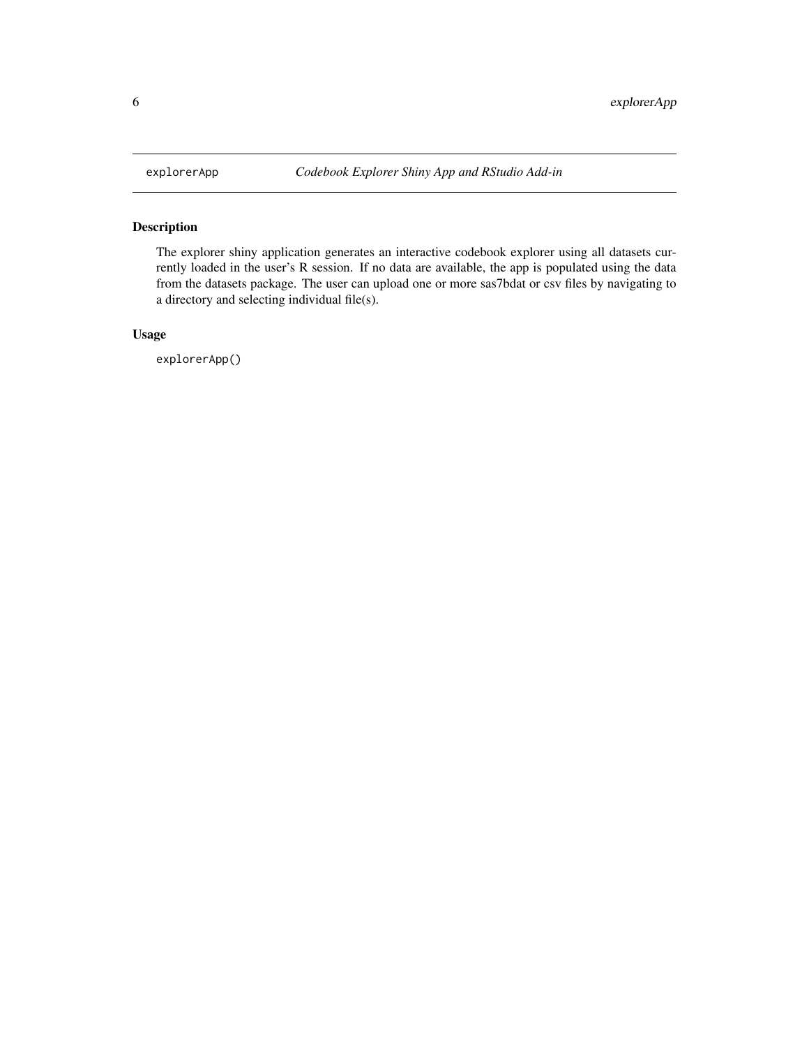explorerApp — *Codebook Explorer Shiny App and RStudio Add-in*

## Description

The explorer shiny application generates an interactive codebook explorer using all datasets currently loaded in the user's R session. If no data are available, the app is populated using the data from the datasets package. The user can upload one or more sas7bdat or csv files by navigating to a directory and selecting individual file(s).

## Usage

```
explorerApp()
```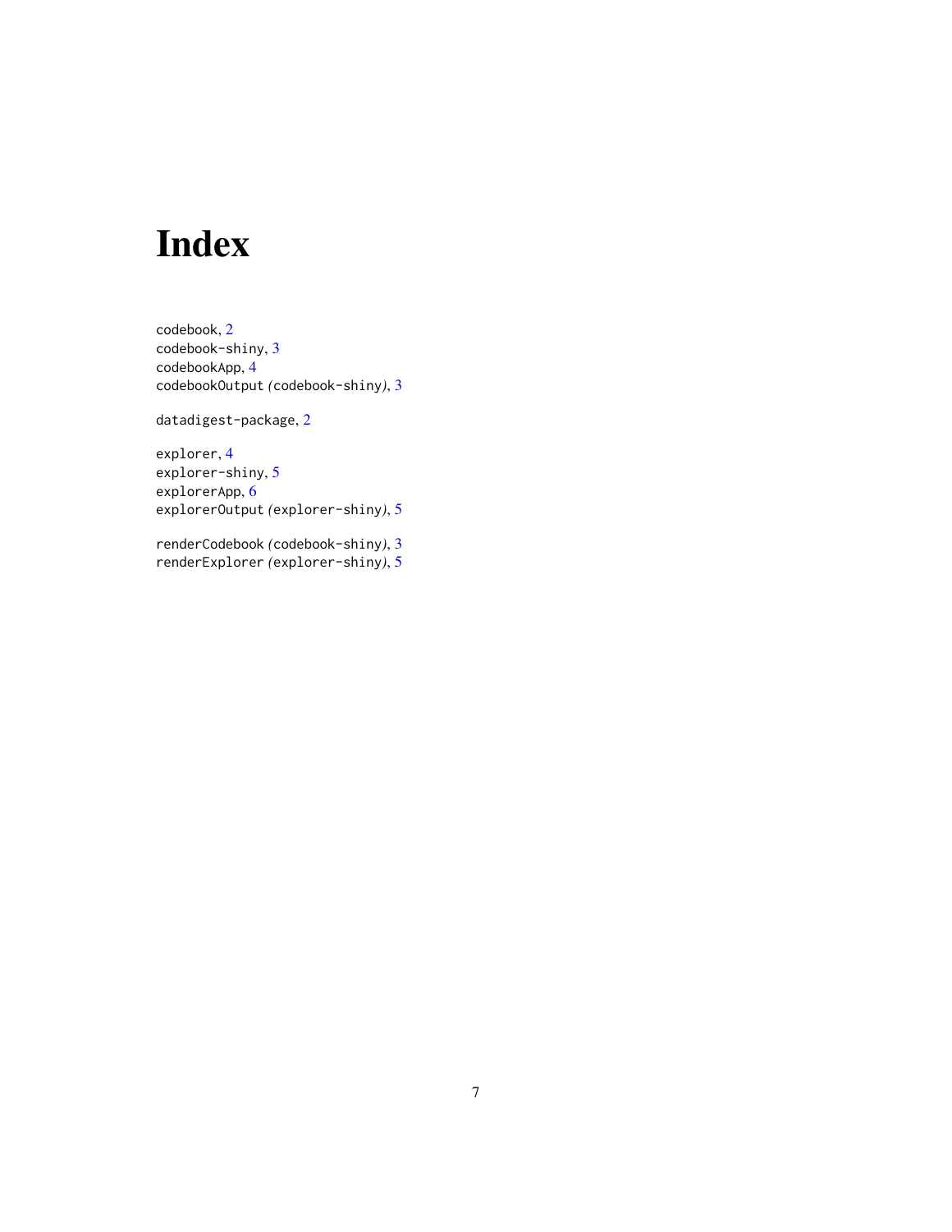# Index

codebook, 2
codebook-shiny, 3
codebookApp, 4
codebookOutput (codebook-shiny), 3

datadigest-package, 2

explorer, 4
explorer-shiny, 5
explorerApp, 6
explorerOutput (explorer-shiny), 5

renderCodebook (codebook-shiny), 3
renderExplorer (explorer-shiny), 5